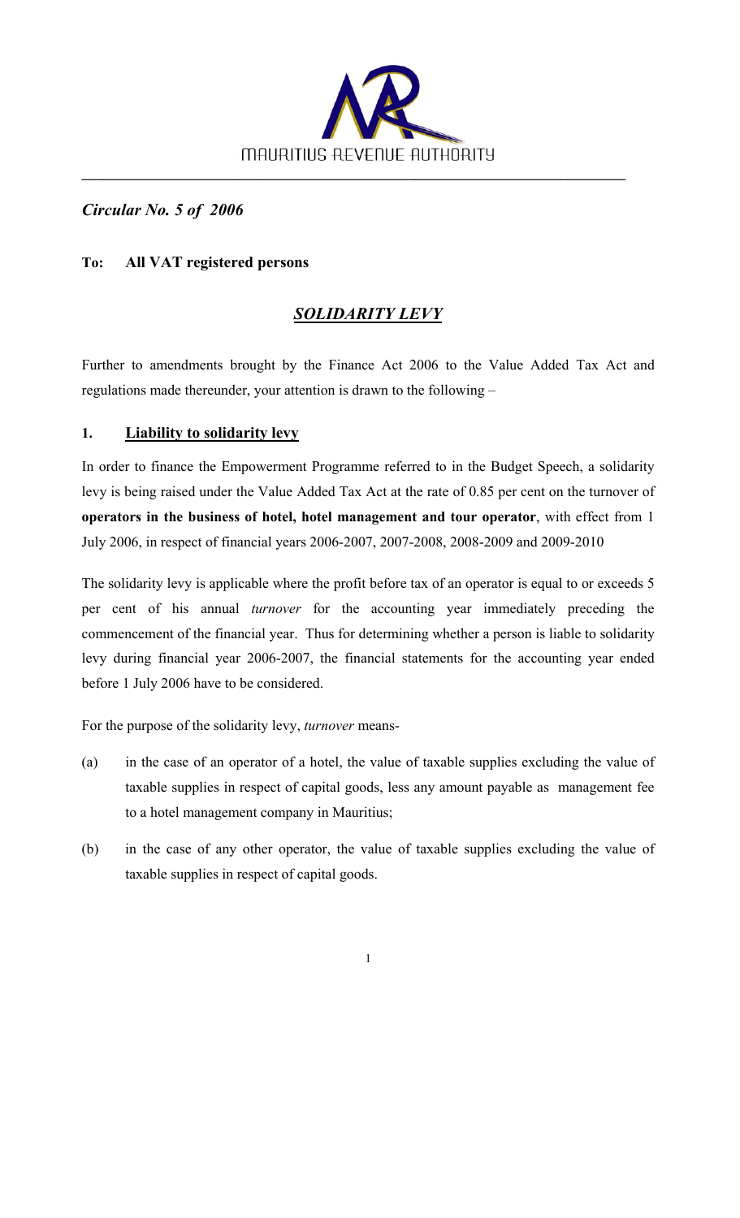MAURITIUS REVENUE AUTHORITY

*Circular No. 5 of 2006*

**To: All VAT registered persons**

## ***SOLIDARITY LEVY***

Further to amendments brought by the Finance Act 2006 to the Value Added Tax Act and regulations made thereunder, your attention is drawn to the following –

### 1. Liability to solidarity levy

In order to finance the Empowerment Programme referred to in the Budget Speech, a solidarity levy is being raised under the Value Added Tax Act at the rate of 0.85 per cent on the turnover of **operators in the business of hotel, hotel management and tour operator**, with effect from 1 July 2006, in respect of financial years 2006-2007, 2007-2008, 2008-2009 and 2009-2010

The solidarity levy is applicable where the profit before tax of an operator is equal to or exceeds 5 per cent of his annual *turnover* for the accounting year immediately preceding the commencement of the financial year. Thus for determining whether a person is liable to solidarity levy during financial year 2006-2007, the financial statements for the accounting year ended before 1 July 2006 have to be considered.

For the purpose of the solidarity levy, *turnover* means-

(a) in the case of an operator of a hotel, the value of taxable supplies excluding the value of taxable supplies in respect of capital goods, less any amount payable as management fee to a hotel management company in Mauritius;

(b) in the case of any other operator, the value of taxable supplies excluding the value of taxable supplies in respect of capital goods.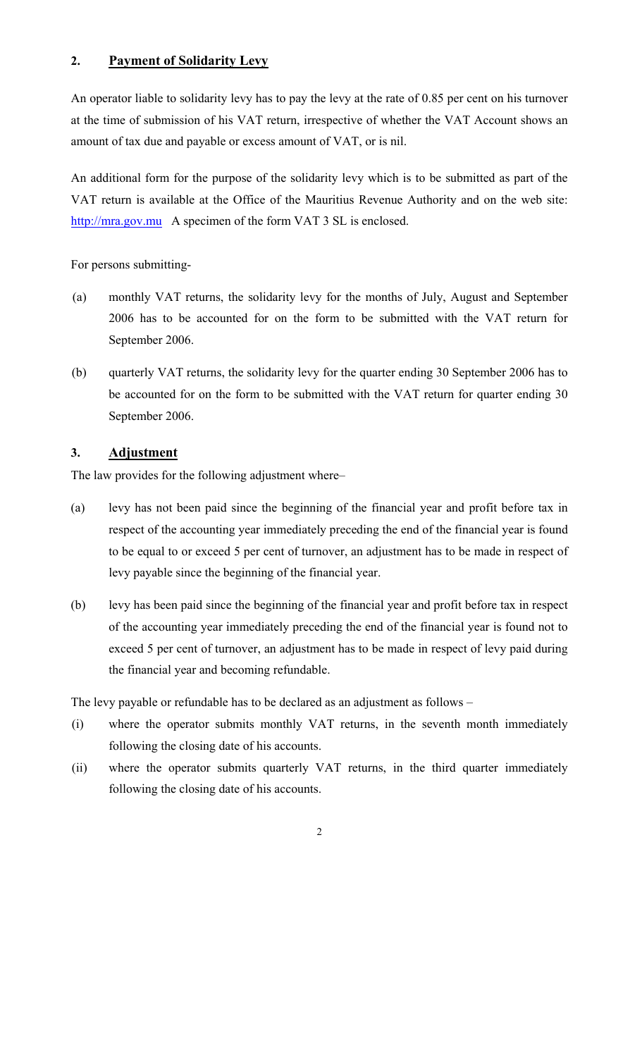## 2. Payment of Solidarity Levy

An operator liable to solidarity levy has to pay the levy at the rate of 0.85 per cent on his turnover at the time of submission of his VAT return, irrespective of whether the VAT Account shows an amount of tax due and payable or excess amount of VAT, or is nil.

An additional form for the purpose of the solidarity levy which is to be submitted as part of the VAT return is available at the Office of the Mauritius Revenue Authority and on the web site: http://mra.gov.mu A specimen of the form VAT 3 SL is enclosed.

For persons submitting-

(a) monthly VAT returns, the solidarity levy for the months of July, August and September 2006 has to be accounted for on the form to be submitted with the VAT return for September 2006.

(b) quarterly VAT returns, the solidarity levy for the quarter ending 30 September 2006 has to be accounted for on the form to be submitted with the VAT return for quarter ending 30 September 2006.

## 3. Adjustment

The law provides for the following adjustment where–

(a) levy has not been paid since the beginning of the financial year and profit before tax in respect of the accounting year immediately preceding the end of the financial year is found to be equal to or exceed 5 per cent of turnover, an adjustment has to be made in respect of levy payable since the beginning of the financial year.

(b) levy has been paid since the beginning of the financial year and profit before tax in respect of the accounting year immediately preceding the end of the financial year is found not to exceed 5 per cent of turnover, an adjustment has to be made in respect of levy paid during the financial year and becoming refundable.

The levy payable or refundable has to be declared as an adjustment as follows –

(i) where the operator submits monthly VAT returns, in the seventh month immediately following the closing date of his accounts.

(ii) where the operator submits quarterly VAT returns, in the third quarter immediately following the closing date of his accounts.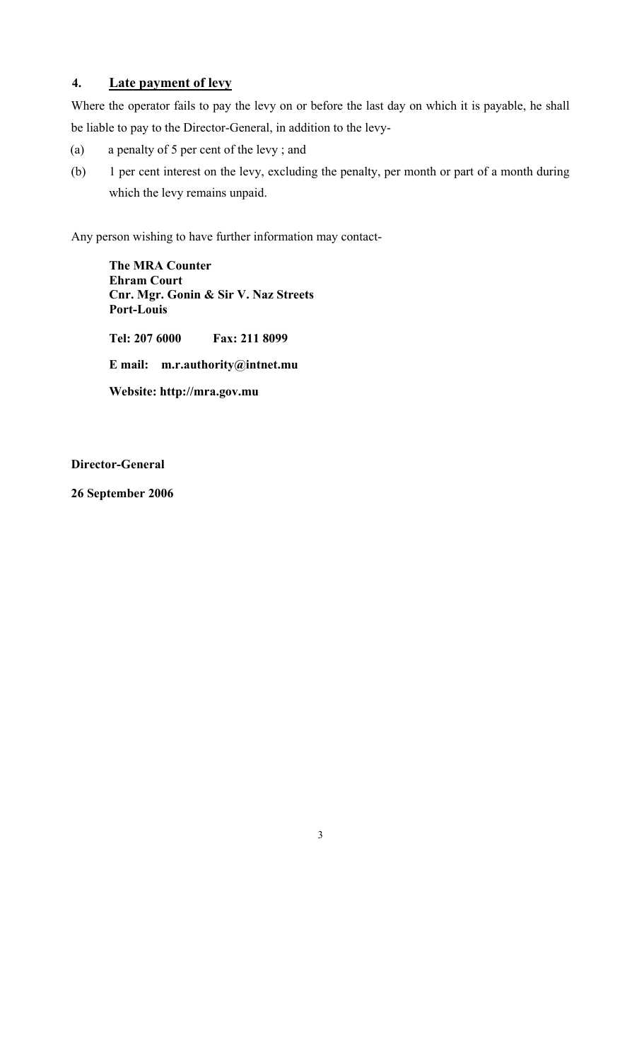## 4. Late payment of levy

Where the operator fails to pay the levy on or before the last day on which it is payable, he shall be liable to pay to the Director-General, in addition to the levy-

(a) a penalty of 5 per cent of the levy ; and

(b) 1 per cent interest on the levy, excluding the penalty, per month or part of a month during which the levy remains unpaid.

Any person wishing to have further information may contact-

**The MRA Counter**
**Ehram Court**
**Cnr. Mgr. Gonin & Sir V. Naz Streets**
**Port-Louis**

**Tel: 207 6000 Fax: 211 8099**

**E mail: m.r.authority@intnet.mu**

**Website: http://mra.gov.mu**

**Director-General**

**26 September 2006**